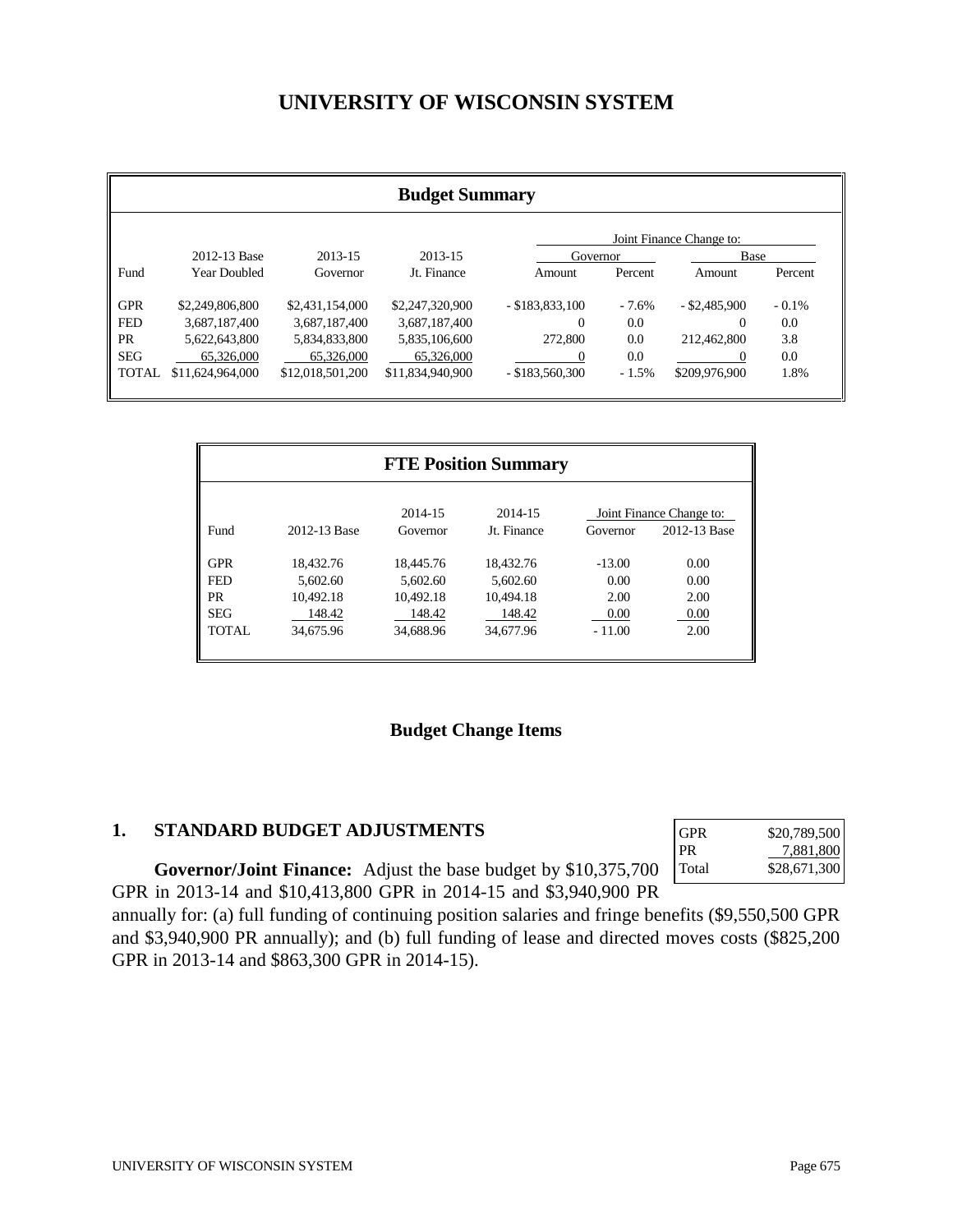# UNIVERSITY OF WISCONSIN SYSTEM

## Budget Summary

| Fund | 2012-13 Base Year Doubled | 2013-15 Governor | 2013-15 Jt. Finance | Joint Finance Change to: Governor Amount | Percent | Base Amount | Percent |
|---|---|---|---|---|---|---|---|
| GPR | $2,249,806,800 | $2,431,154,000 | $2,247,320,900 | - $183,833,100 | - 7.6% | - $2,485,900 | - 0.1% |
| FED | 3,687,187,400 | 3,687,187,400 | 3,687,187,400 | 0 | 0.0 | 0 | 0.0 |
| PR | 5,622,643,800 | 5,834,833,800 | 5,835,106,600 | 272,800 | 0.0 | 212,462,800 | 3.8 |
| SEG | 65,326,000 | 65,326,000 | 65,326,000 | 0 | 0.0 | 0 | 0.0 |
| TOTAL | $11,624,964,000 | $12,018,501,200 | $11,834,940,900 | - $183,560,300 | - 1.5% | $209,976,900 | 1.8% |

## FTE Position Summary

| Fund | 2012-13 Base | 2014-15 Governor | 2014-15 Jt. Finance | Joint Finance Change to: Governor | 2012-13 Base |
|---|---|---|---|---|---|
| GPR | 18,432.76 | 18,445.76 | 18,432.76 | -13.00 | 0.00 |
| FED | 5,602.60 | 5,602.60 | 5,602.60 | 0.00 | 0.00 |
| PR | 10,492.18 | 10,492.18 | 10,494.18 | 2.00 | 2.00 |
| SEG | 148.42 | 148.42 | 148.42 | 0.00 | 0.00 |
| TOTAL | 34,675.96 | 34,688.96 | 34,677.96 | - 11.00 | 2.00 |

## Budget Change Items

### 1. STANDARD BUDGET ADJUSTMENTS

| | |
|---|---|
| GPR | $20,789,500 |
| PR | 7,881,800 |
| Total | $28,671,300 |

**Governor/Joint Finance:** Adjust the base budget by $10,375,700 GPR in 2013-14 and $10,413,800 GPR in 2014-15 and $3,940,900 PR annually for: (a) full funding of continuing position salaries and fringe benefits ($9,550,500 GPR and $3,940,900 PR annually); and (b) full funding of lease and directed moves costs ($825,200 GPR in 2013-14 and $863,300 GPR in 2014-15).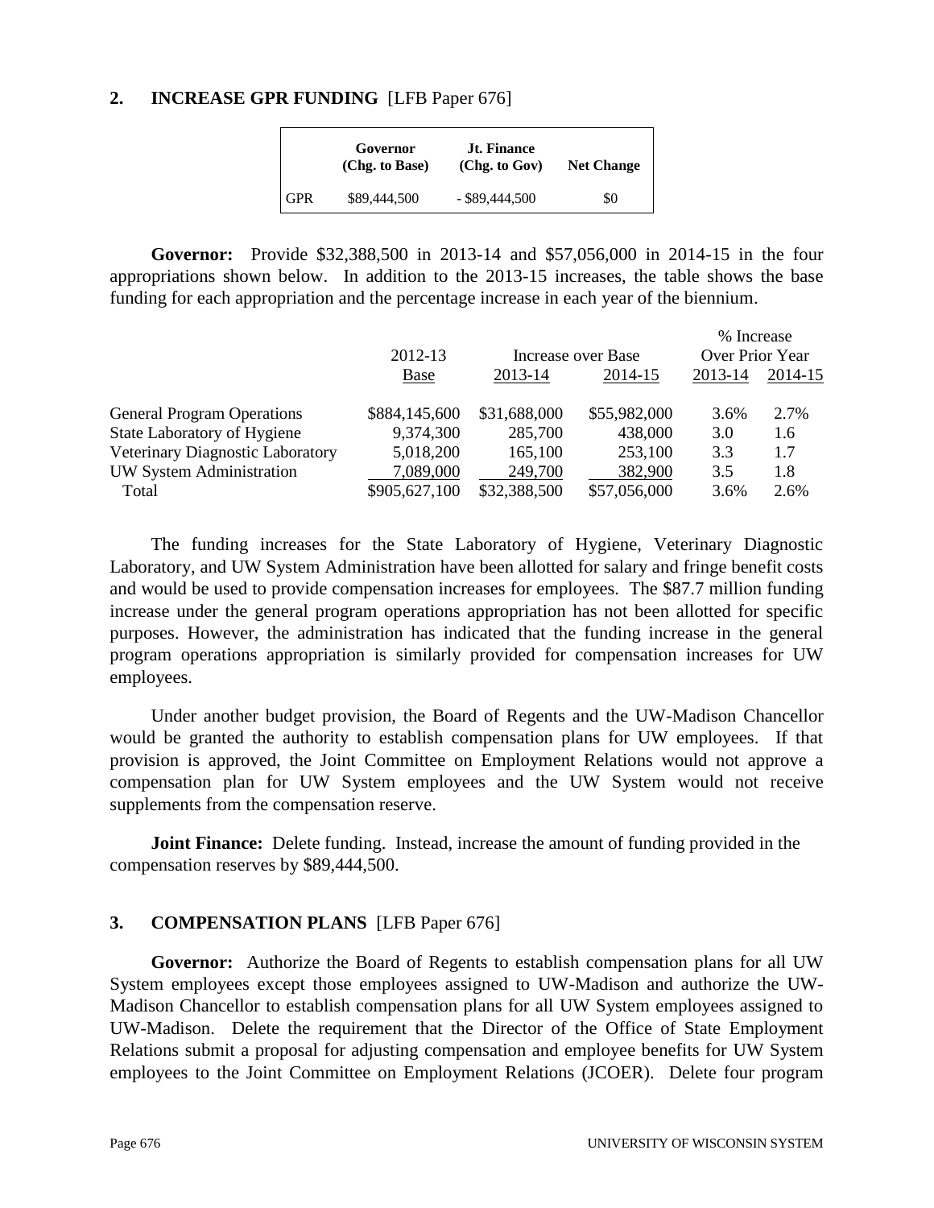## 2. INCREASE GPR FUNDING [LFB Paper 676]

| | Governor (Chg. to Base) | Jt. Finance (Chg. to Gov) | Net Change |
|---|---|---|---|
| GPR | $89,444,500 | - $89,444,500 | $0 |

**Governor:** Provide $32,388,500 in 2013-14 and $57,056,000 in 2014-15 in the four appropriations shown below. In addition to the 2013-15 increases, the table shows the base funding for each appropriation and the percentage increase in each year of the biennium.

| | 2012-13 | Increase over Base | | % Increase Over Prior Year | |
|---|---|---|---|---|---|
| | Base | 2013-14 | 2014-15 | 2013-14 | 2014-15 |
| General Program Operations | $884,145,600 | $31,688,000 | $55,982,000 | 3.6% | 2.7% |
| State Laboratory of Hygiene | 9,374,300 | 285,700 | 438,000 | 3.0 | 1.6 |
| Veterinary Diagnostic Laboratory | 5,018,200 | 165,100 | 253,100 | 3.3 | 1.7 |
| UW System Administration | 7,089,000 | 249,700 | 382,900 | 3.5 | 1.8 |
| Total | $905,627,100 | $32,388,500 | $57,056,000 | 3.6% | 2.6% |

The funding increases for the State Laboratory of Hygiene, Veterinary Diagnostic Laboratory, and UW System Administration have been allotted for salary and fringe benefit costs and would be used to provide compensation increases for employees. The $87.7 million funding increase under the general program operations appropriation has not been allotted for specific purposes. However, the administration has indicated that the funding increase in the general program operations appropriation is similarly provided for compensation increases for UW employees.

Under another budget provision, the Board of Regents and the UW-Madison Chancellor would be granted the authority to establish compensation plans for UW employees. If that provision is approved, the Joint Committee on Employment Relations would not approve a compensation plan for UW System employees and the UW System would not receive supplements from the compensation reserve.

**Joint Finance:** Delete funding. Instead, increase the amount of funding provided in the compensation reserves by $89,444,500.

## 3. COMPENSATION PLANS [LFB Paper 676]

**Governor:** Authorize the Board of Regents to establish compensation plans for all UW System employees except those employees assigned to UW-Madison and authorize the UW-Madison Chancellor to establish compensation plans for all UW System employees assigned to UW-Madison. Delete the requirement that the Director of the Office of State Employment Relations submit a proposal for adjusting compensation and employee benefits for UW System employees to the Joint Committee on Employment Relations (JCOER). Delete four program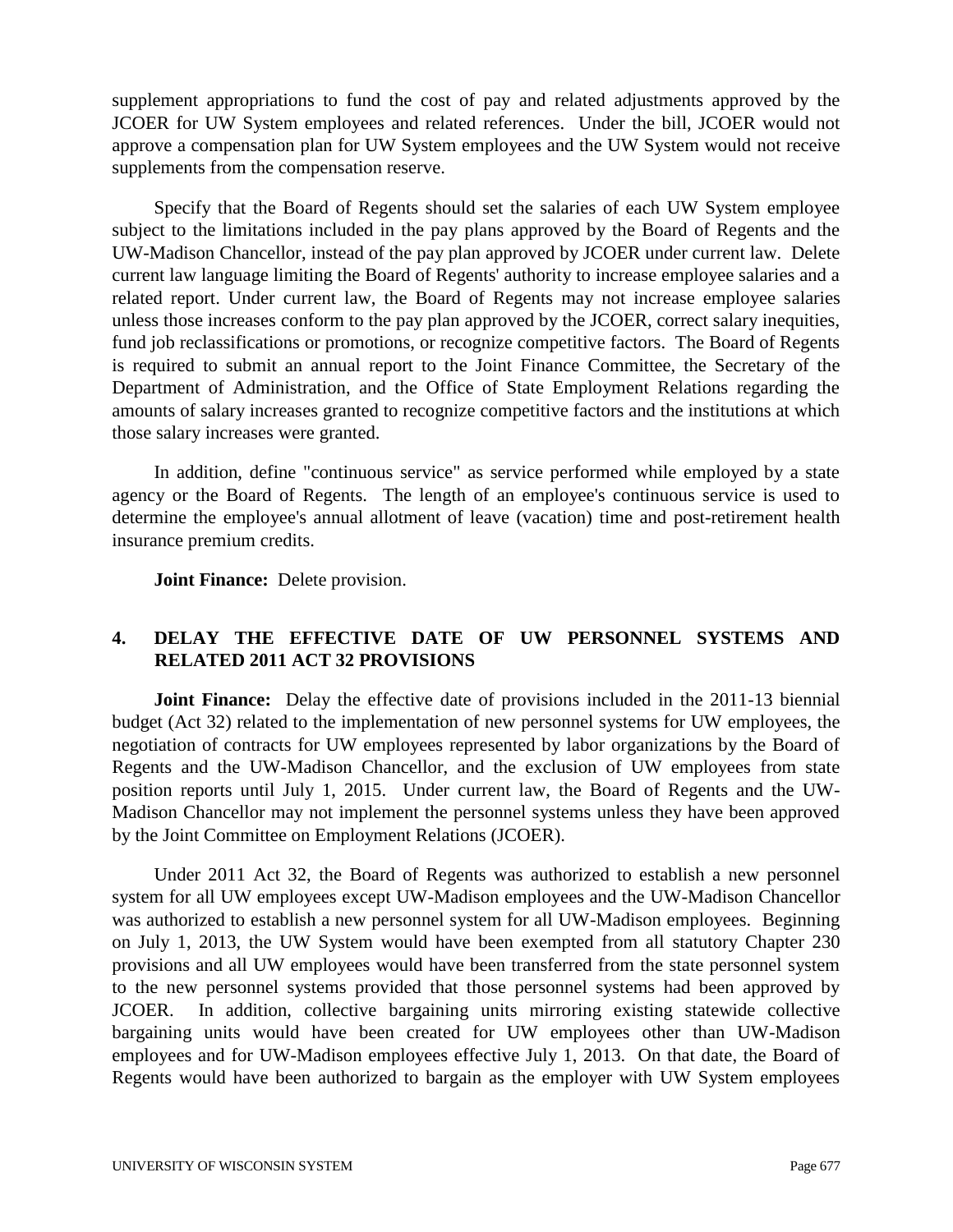supplement appropriations to fund the cost of pay and related adjustments approved by the JCOER for UW System employees and related references. Under the bill, JCOER would not approve a compensation plan for UW System employees and the UW System would not receive supplements from the compensation reserve.

Specify that the Board of Regents should set the salaries of each UW System employee subject to the limitations included in the pay plans approved by the Board of Regents and the UW-Madison Chancellor, instead of the pay plan approved by JCOER under current law. Delete current law language limiting the Board of Regents' authority to increase employee salaries and a related report. Under current law, the Board of Regents may not increase employee salaries unless those increases conform to the pay plan approved by the JCOER, correct salary inequities, fund job reclassifications or promotions, or recognize competitive factors. The Board of Regents is required to submit an annual report to the Joint Finance Committee, the Secretary of the Department of Administration, and the Office of State Employment Relations regarding the amounts of salary increases granted to recognize competitive factors and the institutions at which those salary increases were granted.

In addition, define "continuous service" as service performed while employed by a state agency or the Board of Regents. The length of an employee's continuous service is used to determine the employee's annual allotment of leave (vacation) time and post-retirement health insurance premium credits.

**Joint Finance:** Delete provision.

## 4. DELAY THE EFFECTIVE DATE OF UW PERSONNEL SYSTEMS AND RELATED 2011 ACT 32 PROVISIONS

**Joint Finance:** Delay the effective date of provisions included in the 2011-13 biennial budget (Act 32) related to the implementation of new personnel systems for UW employees, the negotiation of contracts for UW employees represented by labor organizations by the Board of Regents and the UW-Madison Chancellor, and the exclusion of UW employees from state position reports until July 1, 2015. Under current law, the Board of Regents and the UW-Madison Chancellor may not implement the personnel systems unless they have been approved by the Joint Committee on Employment Relations (JCOER).

Under 2011 Act 32, the Board of Regents was authorized to establish a new personnel system for all UW employees except UW-Madison employees and the UW-Madison Chancellor was authorized to establish a new personnel system for all UW-Madison employees. Beginning on July 1, 2013, the UW System would have been exempted from all statutory Chapter 230 provisions and all UW employees would have been transferred from the state personnel system to the new personnel systems provided that those personnel systems had been approved by JCOER. In addition, collective bargaining units mirroring existing statewide collective bargaining units would have been created for UW employees other than UW-Madison employees and for UW-Madison employees effective July 1, 2013. On that date, the Board of Regents would have been authorized to bargain as the employer with UW System employees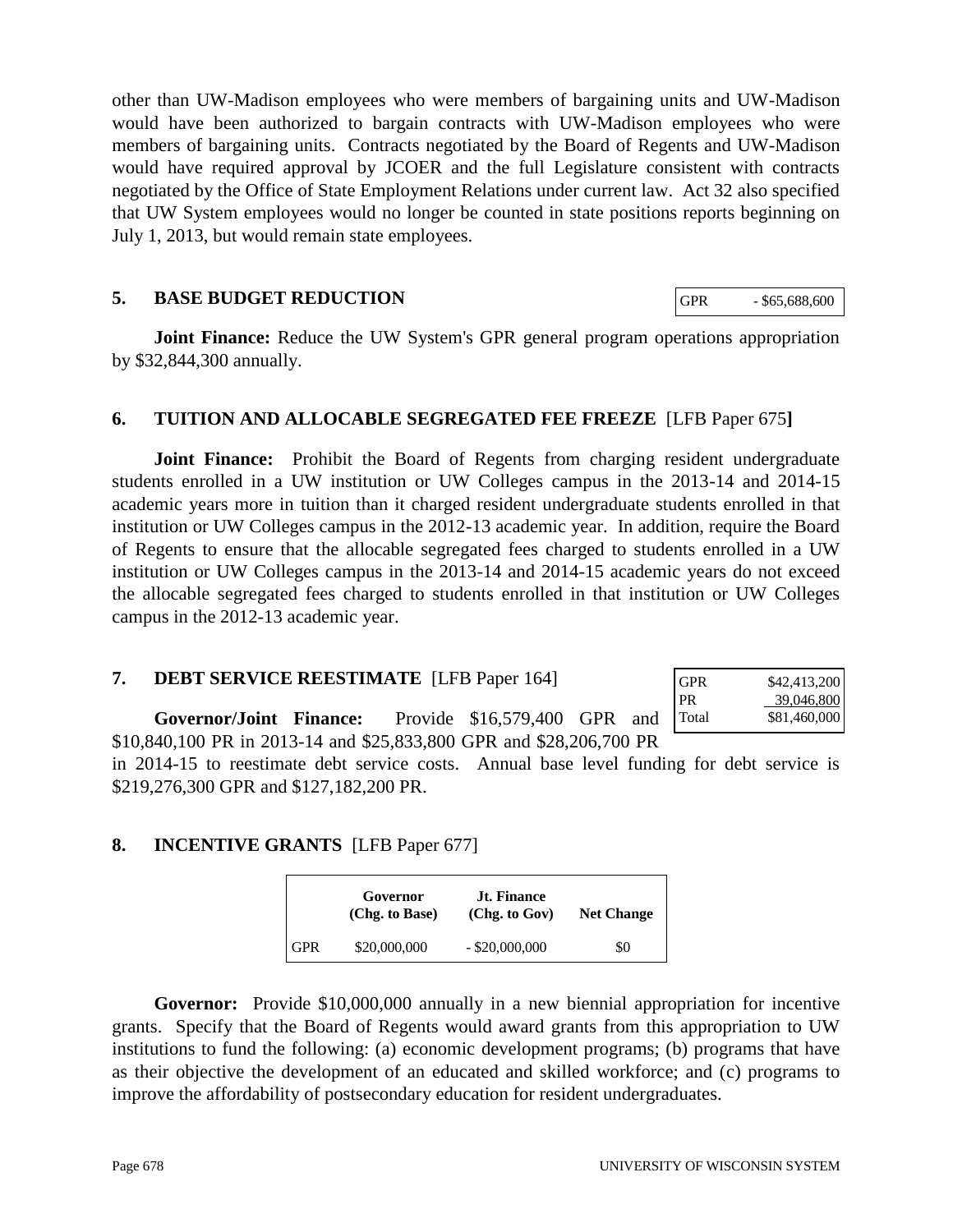other than UW-Madison employees who were members of bargaining units and UW-Madison would have been authorized to bargain contracts with UW-Madison employees who were members of bargaining units. Contracts negotiated by the Board of Regents and UW-Madison would have required approval by JCOER and the full Legislature consistent with contracts negotiated by the Office of State Employment Relations under current law. Act 32 also specified that UW System employees would no longer be counted in state positions reports beginning on July 1, 2013, but would remain state employees.

## 5. BASE BUDGET REDUCTION

| | |
|---|---|
| GPR | - $65,688,600 |

**Joint Finance:** Reduce the UW System's GPR general program operations appropriation by $32,844,300 annually.

## 6. TUITION AND ALLOCABLE SEGREGATED FEE FREEZE [LFB Paper 675]

**Joint Finance:** Prohibit the Board of Regents from charging resident undergraduate students enrolled in a UW institution or UW Colleges campus in the 2013-14 and 2014-15 academic years more in tuition than it charged resident undergraduate students enrolled in that institution or UW Colleges campus in the 2012-13 academic year. In addition, require the Board of Regents to ensure that the allocable segregated fees charged to students enrolled in a UW institution or UW Colleges campus in the 2013-14 and 2014-15 academic years do not exceed the allocable segregated fees charged to students enrolled in that institution or UW Colleges campus in the 2012-13 academic year.

## 7. DEBT SERVICE REESTIMATE [LFB Paper 164]

| | |
|---|---|
| GPR | $42,413,200 |
| PR | 39,046,800 |
| Total | $81,460,000 |

**Governor/Joint Finance:** Provide $16,579,400 GPR and $10,840,100 PR in 2013-14 and $25,833,800 GPR and $28,206,700 PR in 2014-15 to reestimate debt service costs. Annual base level funding for debt service is $219,276,300 GPR and $127,182,200 PR.

## 8. INCENTIVE GRANTS [LFB Paper 677]

| | Governor (Chg. to Base) | Jt. Finance (Chg. to Gov) | Net Change |
|---|---|---|---|
| GPR | $20,000,000 | - $20,000,000 | $0 |

**Governor:** Provide $10,000,000 annually in a new biennial appropriation for incentive grants. Specify that the Board of Regents would award grants from this appropriation to UW institutions to fund the following: (a) economic development programs; (b) programs that have as their objective the development of an educated and skilled workforce; and (c) programs to improve the affordability of postsecondary education for resident undergraduates.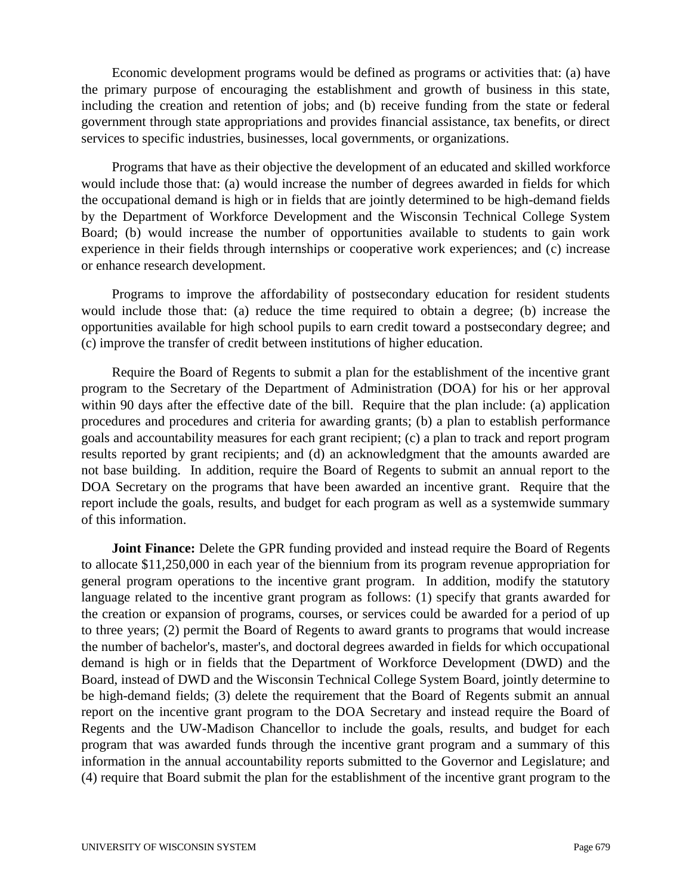Economic development programs would be defined as programs or activities that: (a) have the primary purpose of encouraging the establishment and growth of business in this state, including the creation and retention of jobs; and (b) receive funding from the state or federal government through state appropriations and provides financial assistance, tax benefits, or direct services to specific industries, businesses, local governments, or organizations.

Programs that have as their objective the development of an educated and skilled workforce would include those that: (a) would increase the number of degrees awarded in fields for which the occupational demand is high or in fields that are jointly determined to be high-demand fields by the Department of Workforce Development and the Wisconsin Technical College System Board; (b) would increase the number of opportunities available to students to gain work experience in their fields through internships or cooperative work experiences; and (c) increase or enhance research development.

Programs to improve the affordability of postsecondary education for resident students would include those that: (a) reduce the time required to obtain a degree; (b) increase the opportunities available for high school pupils to earn credit toward a postsecondary degree; and (c) improve the transfer of credit between institutions of higher education.

Require the Board of Regents to submit a plan for the establishment of the incentive grant program to the Secretary of the Department of Administration (DOA) for his or her approval within 90 days after the effective date of the bill. Require that the plan include: (a) application procedures and procedures and criteria for awarding grants; (b) a plan to establish performance goals and accountability measures for each grant recipient; (c) a plan to track and report program results reported by grant recipients; and (d) an acknowledgment that the amounts awarded are not base building. In addition, require the Board of Regents to submit an annual report to the DOA Secretary on the programs that have been awarded an incentive grant. Require that the report include the goals, results, and budget for each program as well as a systemwide summary of this information.

**Joint Finance:** Delete the GPR funding provided and instead require the Board of Regents to allocate $11,250,000 in each year of the biennium from its program revenue appropriation for general program operations to the incentive grant program. In addition, modify the statutory language related to the incentive grant program as follows: (1) specify that grants awarded for the creation or expansion of programs, courses, or services could be awarded for a period of up to three years; (2) permit the Board of Regents to award grants to programs that would increase the number of bachelor's, master's, and doctoral degrees awarded in fields for which occupational demand is high or in fields that the Department of Workforce Development (DWD) and the Board, instead of DWD and the Wisconsin Technical College System Board, jointly determine to be high-demand fields; (3) delete the requirement that the Board of Regents submit an annual report on the incentive grant program to the DOA Secretary and instead require the Board of Regents and the UW-Madison Chancellor to include the goals, results, and budget for each program that was awarded funds through the incentive grant program and a summary of this information in the annual accountability reports submitted to the Governor and Legislature; and (4) require that Board submit the plan for the establishment of the incentive grant program to the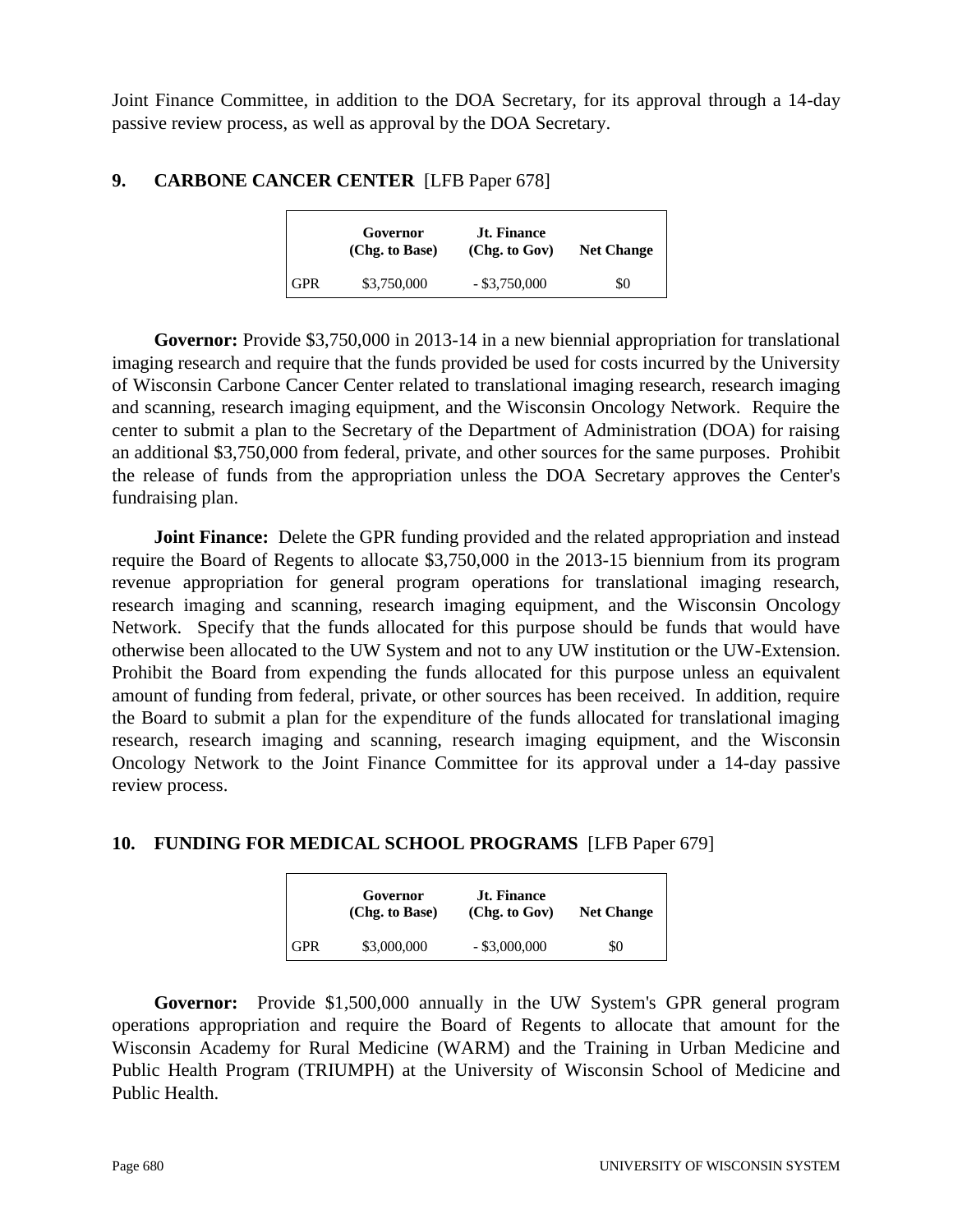Joint Finance Committee, in addition to the DOA Secretary, for its approval through a 14-day passive review process, as well as approval by the DOA Secretary.

## 9. CARBONE CANCER CENTER [LFB Paper 678]

| | Governor (Chg. to Base) | Jt. Finance (Chg. to Gov) | Net Change |
|---|---|---|---|
| GPR | $3,750,000 | - $3,750,000 | $0 |

**Governor:** Provide $3,750,000 in 2013-14 in a new biennial appropriation for translational imaging research and require that the funds provided be used for costs incurred by the University of Wisconsin Carbone Cancer Center related to translational imaging research, research imaging and scanning, research imaging equipment, and the Wisconsin Oncology Network. Require the center to submit a plan to the Secretary of the Department of Administration (DOA) for raising an additional $3,750,000 from federal, private, and other sources for the same purposes. Prohibit the release of funds from the appropriation unless the DOA Secretary approves the Center's fundraising plan.

**Joint Finance:** Delete the GPR funding provided and the related appropriation and instead require the Board of Regents to allocate $3,750,000 in the 2013-15 biennium from its program revenue appropriation for general program operations for translational imaging research, research imaging and scanning, research imaging equipment, and the Wisconsin Oncology Network. Specify that the funds allocated for this purpose should be funds that would have otherwise been allocated to the UW System and not to any UW institution or the UW-Extension. Prohibit the Board from expending the funds allocated for this purpose unless an equivalent amount of funding from federal, private, or other sources has been received. In addition, require the Board to submit a plan for the expenditure of the funds allocated for translational imaging research, research imaging and scanning, research imaging equipment, and the Wisconsin Oncology Network to the Joint Finance Committee for its approval under a 14-day passive review process.

## 10. FUNDING FOR MEDICAL SCHOOL PROGRAMS [LFB Paper 679]

| | Governor (Chg. to Base) | Jt. Finance (Chg. to Gov) | Net Change |
|---|---|---|---|
| GPR | $3,000,000 | - $3,000,000 | $0 |

**Governor:** Provide $1,500,000 annually in the UW System's GPR general program operations appropriation and require the Board of Regents to allocate that amount for the Wisconsin Academy for Rural Medicine (WARM) and the Training in Urban Medicine and Public Health Program (TRIUMPH) at the University of Wisconsin School of Medicine and Public Health.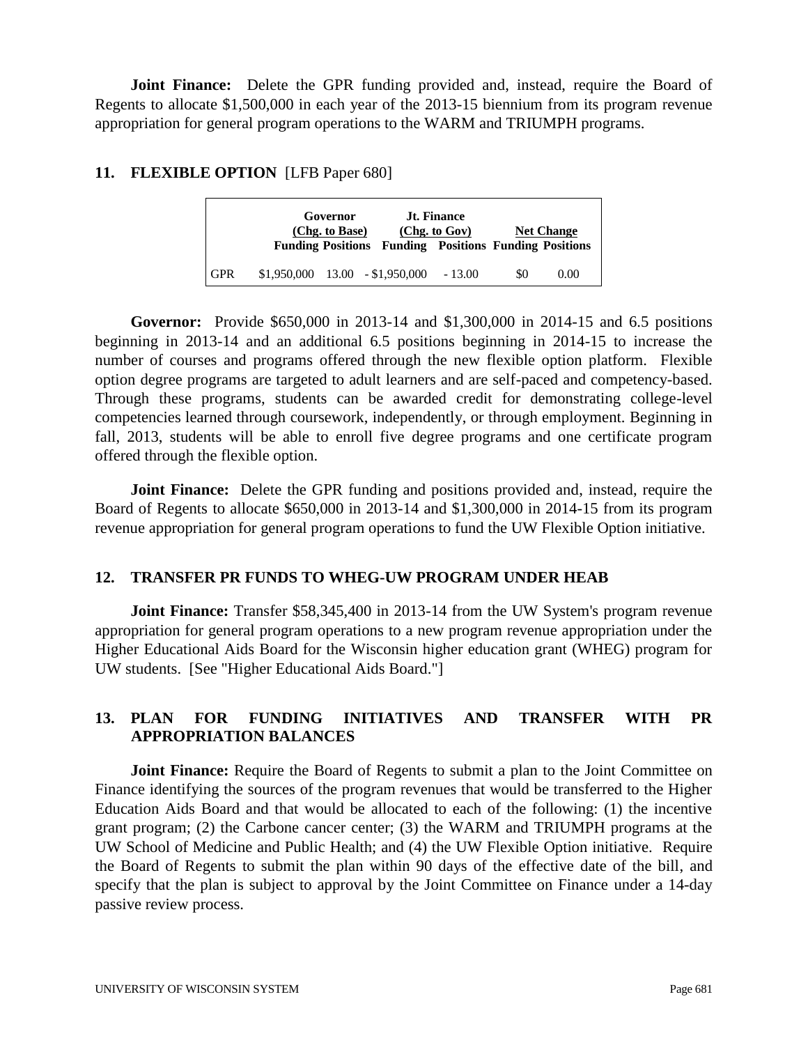**Joint Finance:** Delete the GPR funding provided and, instead, require the Board of Regents to allocate $1,500,000 in each year of the 2013-15 biennium from its program revenue appropriation for general program operations to the WARM and TRIUMPH programs.

## 11. FLEXIBLE OPTION [LFB Paper 680]

| | Governor (Chg. to Base) | | Jt. Finance (Chg. to Gov) | | Net Change | |
|---|---|---|---|---|---|---|
| | Funding | Positions | Funding | Positions | Funding | Positions |
| GPR | $1,950,000 | 13.00 | - $1,950,000 | - 13.00 | $0 | 0.00 |

**Governor:** Provide $650,000 in 2013-14 and $1,300,000 in 2014-15 and 6.5 positions beginning in 2013-14 and an additional 6.5 positions beginning in 2014-15 to increase the number of courses and programs offered through the new flexible option platform. Flexible option degree programs are targeted to adult learners and are self-paced and competency-based. Through these programs, students can be awarded credit for demonstrating college-level competencies learned through coursework, independently, or through employment. Beginning in fall, 2013, students will be able to enroll five degree programs and one certificate program offered through the flexible option.

**Joint Finance:** Delete the GPR funding and positions provided and, instead, require the Board of Regents to allocate $650,000 in 2013-14 and $1,300,000 in 2014-15 from its program revenue appropriation for general program operations to fund the UW Flexible Option initiative.

## 12. TRANSFER PR FUNDS TO WHEG-UW PROGRAM UNDER HEAB

**Joint Finance:** Transfer $58,345,400 in 2013-14 from the UW System's program revenue appropriation for general program operations to a new program revenue appropriation under the Higher Educational Aids Board for the Wisconsin higher education grant (WHEG) program for UW students. [See "Higher Educational Aids Board."]

## 13. PLAN FOR FUNDING INITIATIVES AND TRANSFER WITH PR APPROPRIATION BALANCES

**Joint Finance:** Require the Board of Regents to submit a plan to the Joint Committee on Finance identifying the sources of the program revenues that would be transferred to the Higher Education Aids Board and that would be allocated to each of the following: (1) the incentive grant program; (2) the Carbone cancer center; (3) the WARM and TRIUMPH programs at the UW School of Medicine and Public Health; and (4) the UW Flexible Option initiative. Require the Board of Regents to submit the plan within 90 days of the effective date of the bill, and specify that the plan is subject to approval by the Joint Committee on Finance under a 14-day passive review process.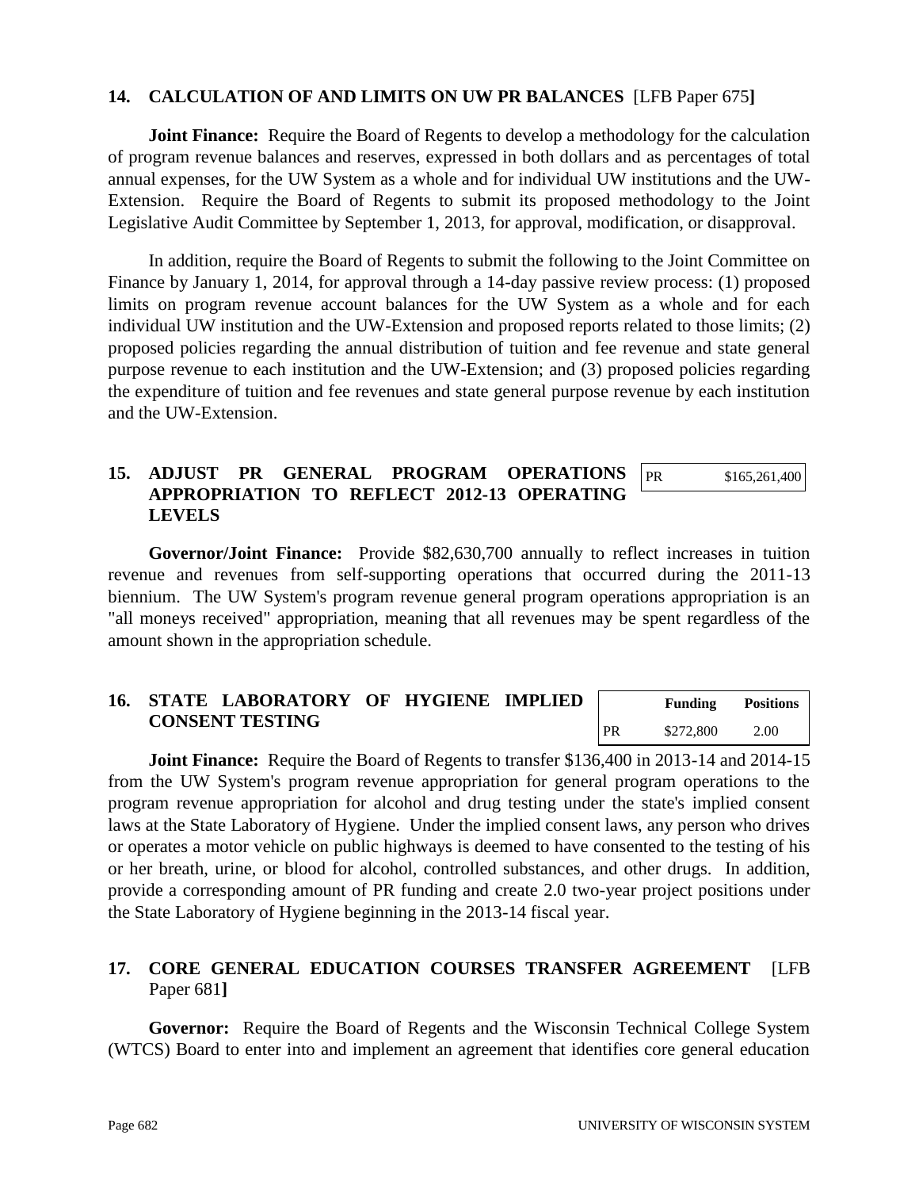## 14. CALCULATION OF AND LIMITS ON UW PR BALANCES [LFB Paper 675]

**Joint Finance:** Require the Board of Regents to develop a methodology for the calculation of program revenue balances and reserves, expressed in both dollars and as percentages of total annual expenses, for the UW System as a whole and for individual UW institutions and the UW-Extension. Require the Board of Regents to submit its proposed methodology to the Joint Legislative Audit Committee by September 1, 2013, for approval, modification, or disapproval.

In addition, require the Board of Regents to submit the following to the Joint Committee on Finance by January 1, 2014, for approval through a 14-day passive review process: (1) proposed limits on program revenue account balances for the UW System as a whole and for each individual UW institution and the UW-Extension and proposed reports related to those limits; (2) proposed policies regarding the annual distribution of tuition and fee revenue and state general purpose revenue to each institution and the UW-Extension; and (3) proposed policies regarding the expenditure of tuition and fee revenues and state general purpose revenue by each institution and the UW-Extension.

## 15. ADJUST PR GENERAL PROGRAM OPERATIONS APPROPRIATION TO REFLECT 2012-13 OPERATING LEVELS

| | |
|---|---|
| PR | $165,261,400 |

**Governor/Joint Finance:** Provide $82,630,700 annually to reflect increases in tuition revenue and revenues from self-supporting operations that occurred during the 2011-13 biennium. The UW System's program revenue general program operations appropriation is an "all moneys received" appropriation, meaning that all revenues may be spent regardless of the amount shown in the appropriation schedule.

## 16. STATE LABORATORY OF HYGIENE IMPLIED CONSENT TESTING

| | Funding | Positions |
|---|---|---|
| PR | $272,800 | 2.00 |

**Joint Finance:** Require the Board of Regents to transfer $136,400 in 2013-14 and 2014-15 from the UW System's program revenue appropriation for general program operations to the program revenue appropriation for alcohol and drug testing under the state's implied consent laws at the State Laboratory of Hygiene. Under the implied consent laws, any person who drives or operates a motor vehicle on public highways is deemed to have consented to the testing of his or her breath, urine, or blood for alcohol, controlled substances, and other drugs. In addition, provide a corresponding amount of PR funding and create 2.0 two-year project positions under the State Laboratory of Hygiene beginning in the 2013-14 fiscal year.

## 17. CORE GENERAL EDUCATION COURSES TRANSFER AGREEMENT [LFB Paper 681]

**Governor:** Require the Board of Regents and the Wisconsin Technical College System (WTCS) Board to enter into and implement an agreement that identifies core general education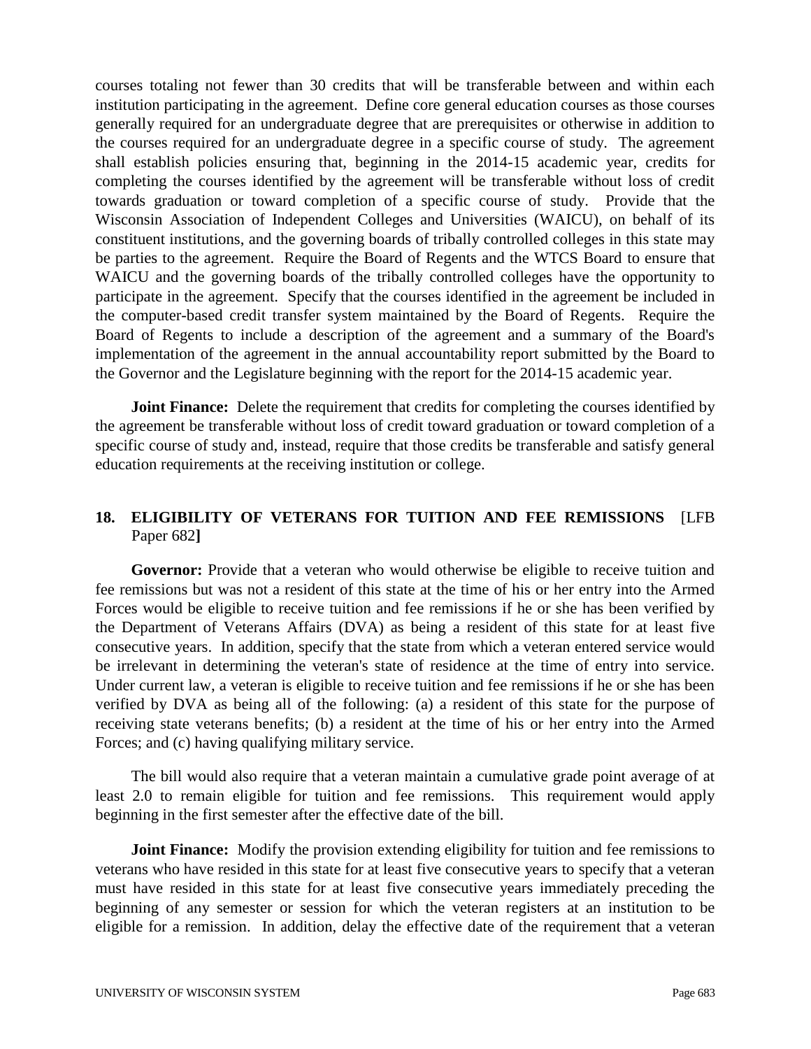courses totaling not fewer than 30 credits that will be transferable between and within each institution participating in the agreement. Define core general education courses as those courses generally required for an undergraduate degree that are prerequisites or otherwise in addition to the courses required for an undergraduate degree in a specific course of study. The agreement shall establish policies ensuring that, beginning in the 2014-15 academic year, credits for completing the courses identified by the agreement will be transferable without loss of credit towards graduation or toward completion of a specific course of study. Provide that the Wisconsin Association of Independent Colleges and Universities (WAICU), on behalf of its constituent institutions, and the governing boards of tribally controlled colleges in this state may be parties to the agreement. Require the Board of Regents and the WTCS Board to ensure that WAICU and the governing boards of the tribally controlled colleges have the opportunity to participate in the agreement. Specify that the courses identified in the agreement be included in the computer-based credit transfer system maintained by the Board of Regents. Require the Board of Regents to include a description of the agreement and a summary of the Board's implementation of the agreement in the annual accountability report submitted by the Board to the Governor and the Legislature beginning with the report for the 2014-15 academic year.

**Joint Finance:** Delete the requirement that credits for completing the courses identified by the agreement be transferable without loss of credit toward graduation or toward completion of a specific course of study and, instead, require that those credits be transferable and satisfy general education requirements at the receiving institution or college.

## 18. ELIGIBILITY OF VETERANS FOR TUITION AND FEE REMISSIONS [LFB Paper 682]

**Governor:** Provide that a veteran who would otherwise be eligible to receive tuition and fee remissions but was not a resident of this state at the time of his or her entry into the Armed Forces would be eligible to receive tuition and fee remissions if he or she has been verified by the Department of Veterans Affairs (DVA) as being a resident of this state for at least five consecutive years. In addition, specify that the state from which a veteran entered service would be irrelevant in determining the veteran's state of residence at the time of entry into service. Under current law, a veteran is eligible to receive tuition and fee remissions if he or she has been verified by DVA as being all of the following: (a) a resident of this state for the purpose of receiving state veterans benefits; (b) a resident at the time of his or her entry into the Armed Forces; and (c) having qualifying military service.

The bill would also require that a veteran maintain a cumulative grade point average of at least 2.0 to remain eligible for tuition and fee remissions. This requirement would apply beginning in the first semester after the effective date of the bill.

**Joint Finance:** Modify the provision extending eligibility for tuition and fee remissions to veterans who have resided in this state for at least five consecutive years to specify that a veteran must have resided in this state for at least five consecutive years immediately preceding the beginning of any semester or session for which the veteran registers at an institution to be eligible for a remission. In addition, delay the effective date of the requirement that a veteran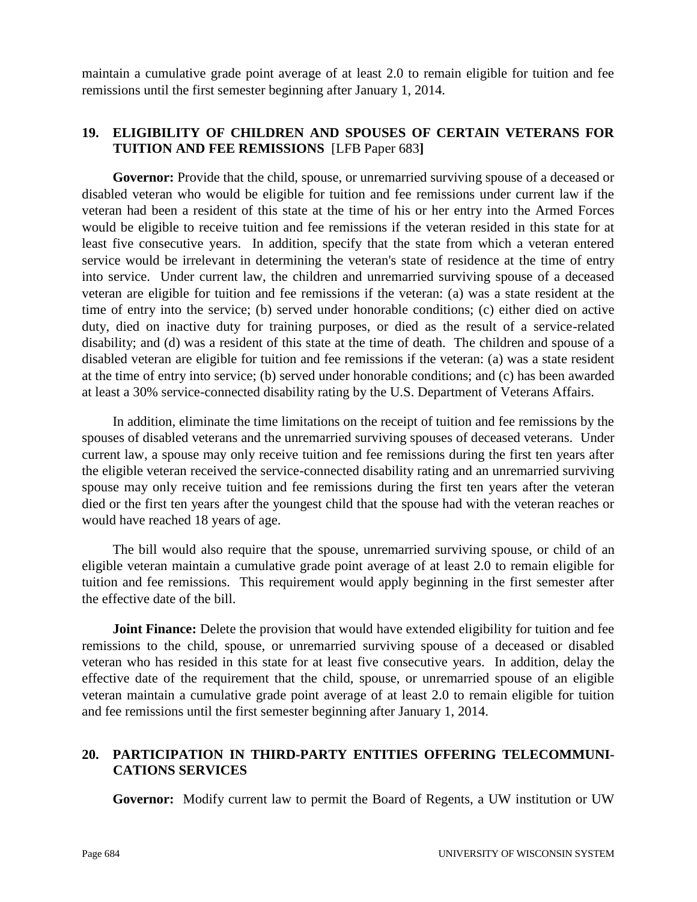maintain a cumulative grade point average of at least 2.0 to remain eligible for tuition and fee remissions until the first semester beginning after January 1, 2014.

## 19. ELIGIBILITY OF CHILDREN AND SPOUSES OF CERTAIN VETERANS FOR TUITION AND FEE REMISSIONS [LFB Paper 683]

**Governor:** Provide that the child, spouse, or unremarried surviving spouse of a deceased or disabled veteran who would be eligible for tuition and fee remissions under current law if the veteran had been a resident of this state at the time of his or her entry into the Armed Forces would be eligible to receive tuition and fee remissions if the veteran resided in this state for at least five consecutive years. In addition, specify that the state from which a veteran entered service would be irrelevant in determining the veteran's state of residence at the time of entry into service. Under current law, the children and unremarried surviving spouse of a deceased veteran are eligible for tuition and fee remissions if the veteran: (a) was a state resident at the time of entry into the service; (b) served under honorable conditions; (c) either died on active duty, died on inactive duty for training purposes, or died as the result of a service-related disability; and (d) was a resident of this state at the time of death. The children and spouse of a disabled veteran are eligible for tuition and fee remissions if the veteran: (a) was a state resident at the time of entry into service; (b) served under honorable conditions; and (c) has been awarded at least a 30% service-connected disability rating by the U.S. Department of Veterans Affairs.

In addition, eliminate the time limitations on the receipt of tuition and fee remissions by the spouses of disabled veterans and the unremarried surviving spouses of deceased veterans. Under current law, a spouse may only receive tuition and fee remissions during the first ten years after the eligible veteran received the service-connected disability rating and an unremarried surviving spouse may only receive tuition and fee remissions during the first ten years after the veteran died or the first ten years after the youngest child that the spouse had with the veteran reaches or would have reached 18 years of age.

The bill would also require that the spouse, unremarried surviving spouse, or child of an eligible veteran maintain a cumulative grade point average of at least 2.0 to remain eligible for tuition and fee remissions. This requirement would apply beginning in the first semester after the effective date of the bill.

**Joint Finance:** Delete the provision that would have extended eligibility for tuition and fee remissions to the child, spouse, or unremarried surviving spouse of a deceased or disabled veteran who has resided in this state for at least five consecutive years. In addition, delay the effective date of the requirement that the child, spouse, or unremarried spouse of an eligible veteran maintain a cumulative grade point average of at least 2.0 to remain eligible for tuition and fee remissions until the first semester beginning after January 1, 2014.

## 20. PARTICIPATION IN THIRD-PARTY ENTITIES OFFERING TELECOMMUNICATIONS SERVICES

**Governor:** Modify current law to permit the Board of Regents, a UW institution or UW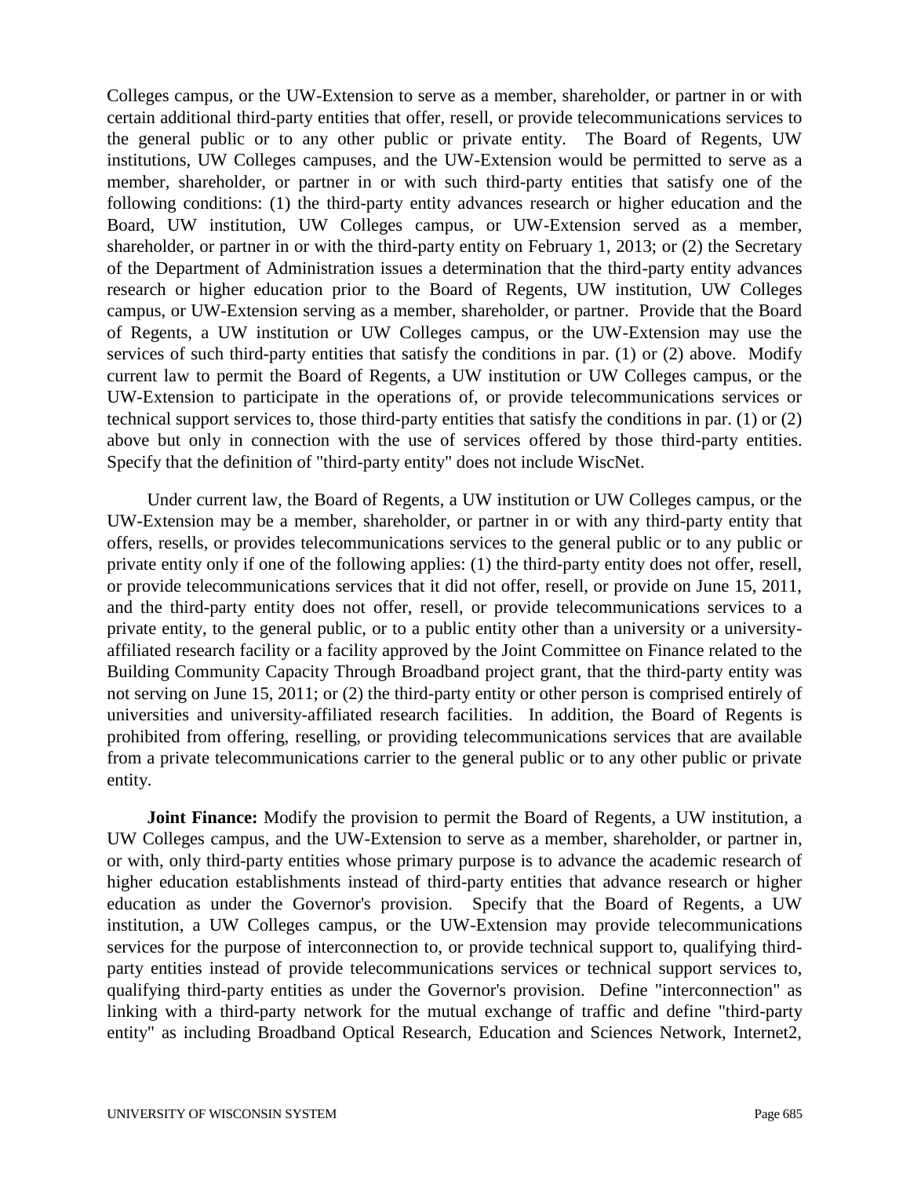Colleges campus, or the UW-Extension to serve as a member, shareholder, or partner in or with certain additional third-party entities that offer, resell, or provide telecommunications services to the general public or to any other public or private entity. The Board of Regents, UW institutions, UW Colleges campuses, and the UW-Extension would be permitted to serve as a member, shareholder, or partner in or with such third-party entities that satisfy one of the following conditions: (1) the third-party entity advances research or higher education and the Board, UW institution, UW Colleges campus, or UW-Extension served as a member, shareholder, or partner in or with the third-party entity on February 1, 2013; or (2) the Secretary of the Department of Administration issues a determination that the third-party entity advances research or higher education prior to the Board of Regents, UW institution, UW Colleges campus, or UW-Extension serving as a member, shareholder, or partner. Provide that the Board of Regents, a UW institution or UW Colleges campus, or the UW-Extension may use the services of such third-party entities that satisfy the conditions in par. (1) or (2) above. Modify current law to permit the Board of Regents, a UW institution or UW Colleges campus, or the UW-Extension to participate in the operations of, or provide telecommunications services or technical support services to, those third-party entities that satisfy the conditions in par. (1) or (2) above but only in connection with the use of services offered by those third-party entities. Specify that the definition of "third-party entity" does not include WiscNet.

Under current law, the Board of Regents, a UW institution or UW Colleges campus, or the UW-Extension may be a member, shareholder, or partner in or with any third-party entity that offers, resells, or provides telecommunications services to the general public or to any public or private entity only if one of the following applies: (1) the third-party entity does not offer, resell, or provide telecommunications services that it did not offer, resell, or provide on June 15, 2011, and the third-party entity does not offer, resell, or provide telecommunications services to a private entity, to the general public, or to a public entity other than a university or a university-affiliated research facility or a facility approved by the Joint Committee on Finance related to the Building Community Capacity Through Broadband project grant, that the third-party entity was not serving on June 15, 2011; or (2) the third-party entity or other person is comprised entirely of universities and university-affiliated research facilities. In addition, the Board of Regents is prohibited from offering, reselling, or providing telecommunications services that are available from a private telecommunications carrier to the general public or to any other public or private entity.

**Joint Finance:** Modify the provision to permit the Board of Regents, a UW institution, a UW Colleges campus, and the UW-Extension to serve as a member, shareholder, or partner in, or with, only third-party entities whose primary purpose is to advance the academic research of higher education establishments instead of third-party entities that advance research or higher education as under the Governor's provision. Specify that the Board of Regents, a UW institution, a UW Colleges campus, or the UW-Extension may provide telecommunications services for the purpose of interconnection to, or provide technical support to, qualifying third-party entities instead of provide telecommunications services or technical support services to, qualifying third-party entities as under the Governor's provision. Define "interconnection" as linking with a third-party network for the mutual exchange of traffic and define "third-party entity" as including Broadband Optical Research, Education and Sciences Network, Internet2,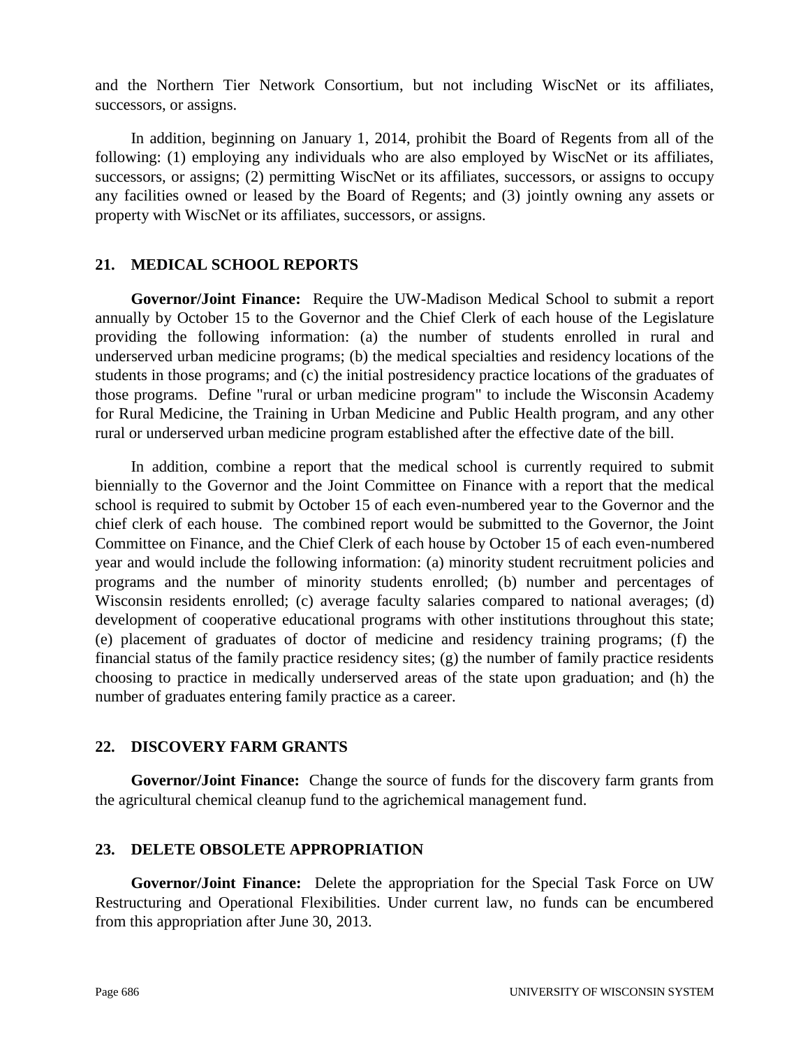and the Northern Tier Network Consortium, but not including WiscNet or its affiliates, successors, or assigns.

In addition, beginning on January 1, 2014, prohibit the Board of Regents from all of the following: (1) employing any individuals who are also employed by WiscNet or its affiliates, successors, or assigns; (2) permitting WiscNet or its affiliates, successors, or assigns to occupy any facilities owned or leased by the Board of Regents; and (3) jointly owning any assets or property with WiscNet or its affiliates, successors, or assigns.

## 21. MEDICAL SCHOOL REPORTS

**Governor/Joint Finance:** Require the UW-Madison Medical School to submit a report annually by October 15 to the Governor and the Chief Clerk of each house of the Legislature providing the following information: (a) the number of students enrolled in rural and underserved urban medicine programs; (b) the medical specialties and residency locations of the students in those programs; and (c) the initial postresidency practice locations of the graduates of those programs. Define "rural or urban medicine program" to include the Wisconsin Academy for Rural Medicine, the Training in Urban Medicine and Public Health program, and any other rural or underserved urban medicine program established after the effective date of the bill.

In addition, combine a report that the medical school is currently required to submit biennially to the Governor and the Joint Committee on Finance with a report that the medical school is required to submit by October 15 of each even-numbered year to the Governor and the chief clerk of each house. The combined report would be submitted to the Governor, the Joint Committee on Finance, and the Chief Clerk of each house by October 15 of each even-numbered year and would include the following information: (a) minority student recruitment policies and programs and the number of minority students enrolled; (b) number and percentages of Wisconsin residents enrolled; (c) average faculty salaries compared to national averages; (d) development of cooperative educational programs with other institutions throughout this state; (e) placement of graduates of doctor of medicine and residency training programs; (f) the financial status of the family practice residency sites; (g) the number of family practice residents choosing to practice in medically underserved areas of the state upon graduation; and (h) the number of graduates entering family practice as a career.

## 22. DISCOVERY FARM GRANTS

**Governor/Joint Finance:** Change the source of funds for the discovery farm grants from the agricultural chemical cleanup fund to the agrichemical management fund.

## 23. DELETE OBSOLETE APPROPRIATION

**Governor/Joint Finance:** Delete the appropriation for the Special Task Force on UW Restructuring and Operational Flexibilities. Under current law, no funds can be encumbered from this appropriation after June 30, 2013.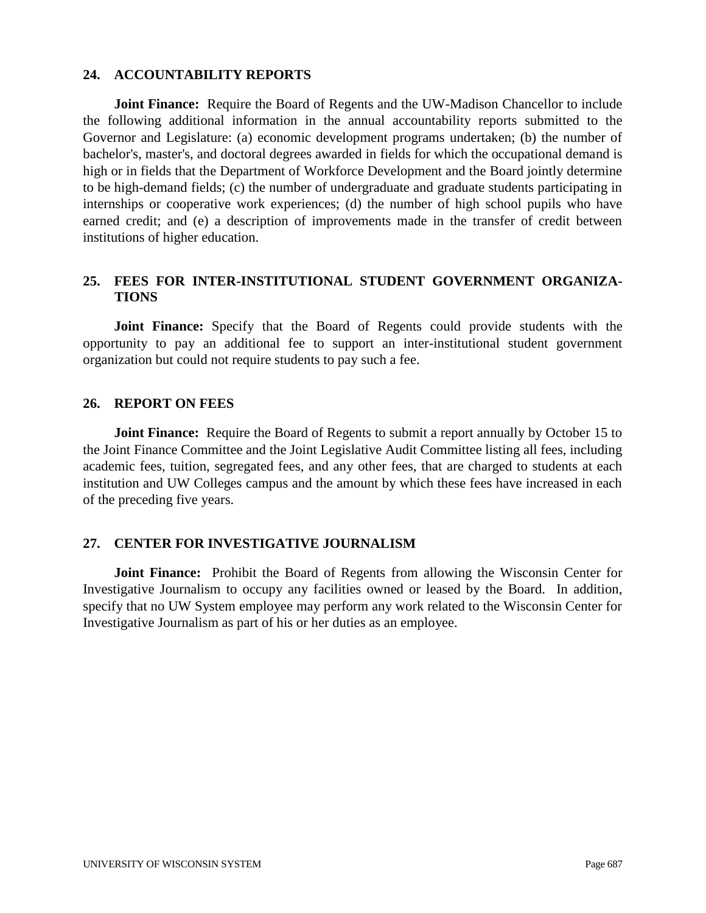## 24. ACCOUNTABILITY REPORTS

**Joint Finance:** Require the Board of Regents and the UW-Madison Chancellor to include the following additional information in the annual accountability reports submitted to the Governor and Legislature: (a) economic development programs undertaken; (b) the number of bachelor's, master's, and doctoral degrees awarded in fields for which the occupational demand is high or in fields that the Department of Workforce Development and the Board jointly determine to be high-demand fields; (c) the number of undergraduate and graduate students participating in internships or cooperative work experiences; (d) the number of high school pupils who have earned credit; and (e) a description of improvements made in the transfer of credit between institutions of higher education.

## 25. FEES FOR INTER-INSTITUTIONAL STUDENT GOVERNMENT ORGANIZATIONS

**Joint Finance:** Specify that the Board of Regents could provide students with the opportunity to pay an additional fee to support an inter-institutional student government organization but could not require students to pay such a fee.

## 26. REPORT ON FEES

**Joint Finance:** Require the Board of Regents to submit a report annually by October 15 to the Joint Finance Committee and the Joint Legislative Audit Committee listing all fees, including academic fees, tuition, segregated fees, and any other fees, that are charged to students at each institution and UW Colleges campus and the amount by which these fees have increased in each of the preceding five years.

## 27. CENTER FOR INVESTIGATIVE JOURNALISM

**Joint Finance:** Prohibit the Board of Regents from allowing the Wisconsin Center for Investigative Journalism to occupy any facilities owned or leased by the Board. In addition, specify that no UW System employee may perform any work related to the Wisconsin Center for Investigative Journalism as part of his or her duties as an employee.